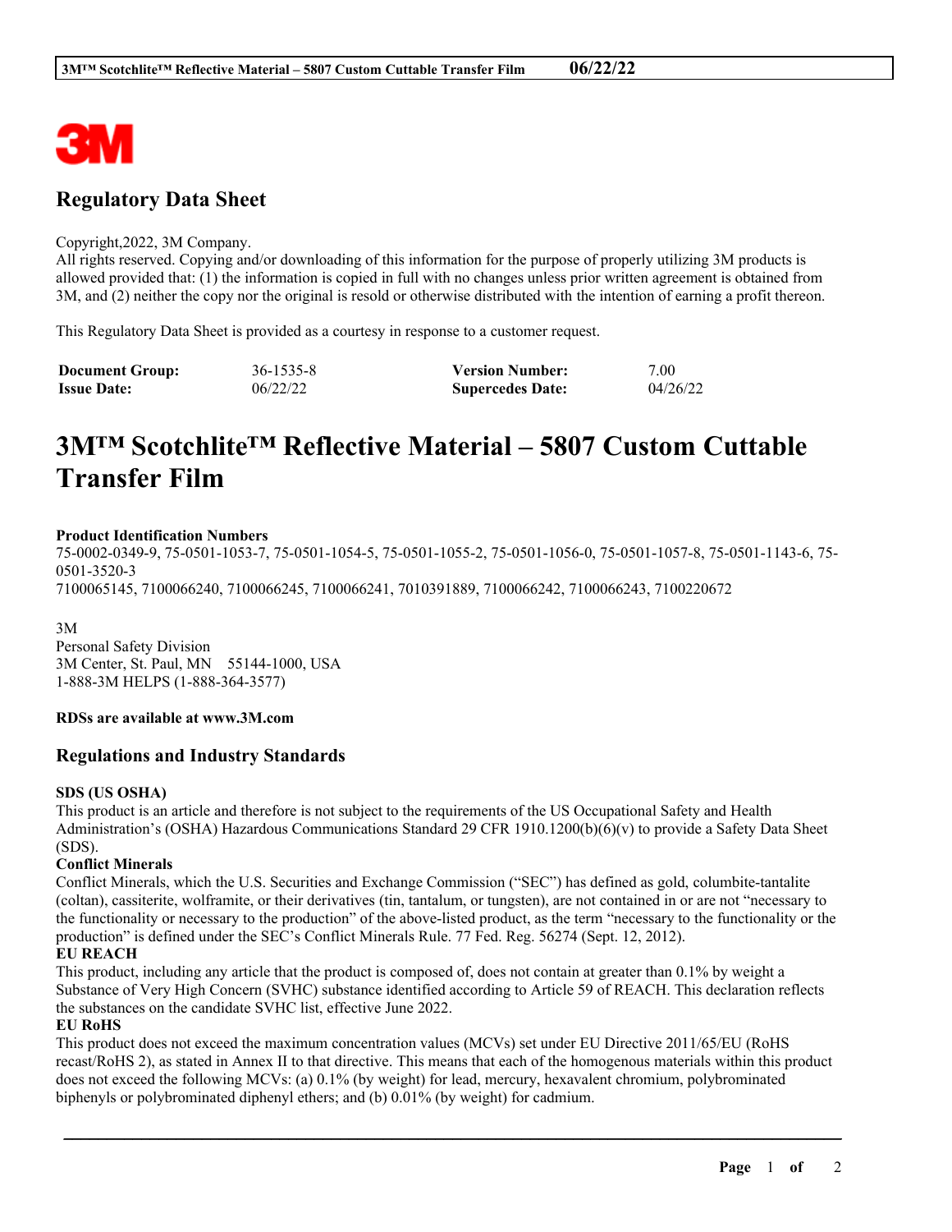## Regulatory Data Sheet

Copyright,2022, 3M Company.
All rights reserved. Copying and/or downloading of this information for the purpose of properly utilizing 3M products is allowed provided that: (1) the information is copied in full with no changes unless prior written agreement is obtained from 3M, and (2) neither the copy nor the original is resold or otherwise distributed with the intention of earning a profit thereon.

This Regulatory Data Sheet is provided as a courtesy in response to a customer request.

| **Document Group:** | 36-1535-8 | **Version Number:** | 7.00 |
|---|---|---|---|
| **Issue Date:** | 06/22/22 | **Supercedes Date:** | 04/26/22 |

# 3M™ Scotchlite™ Reflective Material – 5807 Custom Cuttable Transfer Film

**Product Identification Numbers**
75-0002-0349-9, 75-0501-1053-7, 75-0501-1054-5, 75-0501-1055-2, 75-0501-1056-0, 75-0501-1057-8, 75-0501-1143-6, 75-0501-3520-3
7100065145, 7100066240, 7100066245, 7100066241, 7010391889, 7100066242, 7100066243, 7100220672

3M
Personal Safety Division
3M Center, St. Paul, MN 55144-1000, USA
1-888-3M HELPS (1-888-364-3577)

**RDSs are available at www.3M.com**

## Regulations and Industry Standards

**SDS (US OSHA)**
This product is an article and therefore is not subject to the requirements of the US Occupational Safety and Health Administration's (OSHA) Hazardous Communications Standard 29 CFR 1910.1200(b)(6)(v) to provide a Safety Data Sheet (SDS).

**Conflict Minerals**
Conflict Minerals, which the U.S. Securities and Exchange Commission ("SEC") has defined as gold, columbite-tantalite (coltan), cassiterite, wolframite, or their derivatives (tin, tantalum, or tungsten), are not contained in or are not "necessary to the functionality or necessary to the production" of the above-listed product, as the term "necessary to the functionality or the production" is defined under the SEC's Conflict Minerals Rule. 77 Fed. Reg. 56274 (Sept. 12, 2012).

**EU REACH**
This product, including any article that the product is composed of, does not contain at greater than 0.1% by weight a Substance of Very High Concern (SVHC) substance identified according to Article 59 of REACH. This declaration reflects the substances on the candidate SVHC list, effective June 2022.

**EU RoHS**
This product does not exceed the maximum concentration values (MCVs) set under EU Directive 2011/65/EU (RoHS recast/RoHS 2), as stated in Annex II to that directive. This means that each of the homogenous materials within this product does not exceed the following MCVs: (a) 0.1% (by weight) for lead, mercury, hexavalent chromium, polybrominated biphenyls or polybrominated diphenyl ethers; and (b) 0.01% (by weight) for cadmium.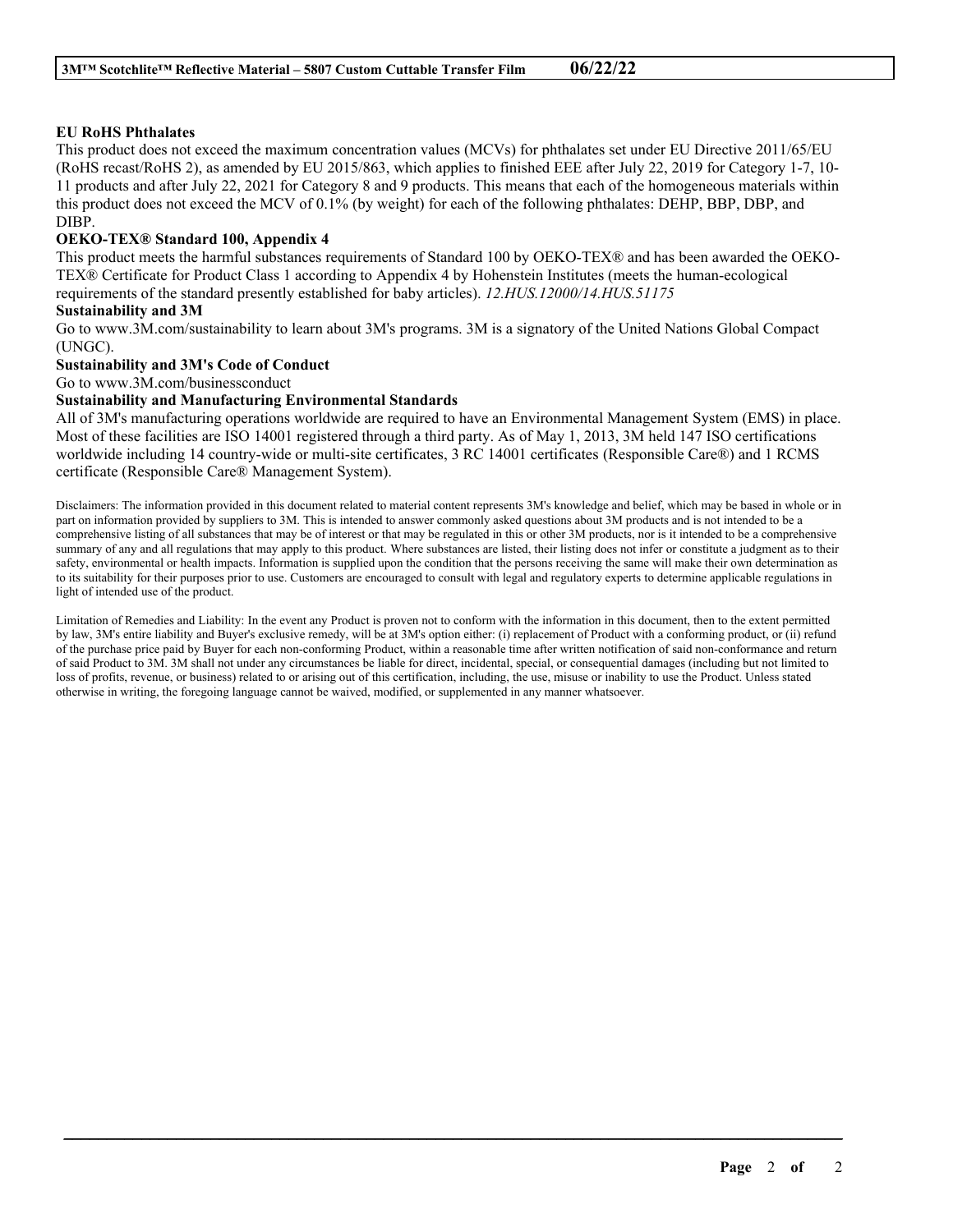**EU RoHS Phthalates**

This product does not exceed the maximum concentration values (MCVs) for phthalates set under EU Directive 2011/65/EU (RoHS recast/RoHS 2), as amended by EU 2015/863, which applies to finished EEE after July 22, 2019 for Category 1-7, 10-11 products and after July 22, 2021 for Category 8 and 9 products. This means that each of the homogeneous materials within this product does not exceed the MCV of 0.1% (by weight) for each of the following phthalates: DEHP, BBP, DBP, and DIBP.

**OEKO-TEX® Standard 100, Appendix 4**

This product meets the harmful substances requirements of Standard 100 by OEKO-TEX® and has been awarded the OEKO-TEX® Certificate for Product Class 1 according to Appendix 4 by Hohenstein Institutes (meets the human-ecological requirements of the standard presently established for baby articles). *12.HUS.12000/14.HUS.51175*

**Sustainability and 3M**

Go to www.3M.com/sustainability to learn about 3M's programs. 3M is a signatory of the United Nations Global Compact (UNGC).

**Sustainability and 3M's Code of Conduct**

Go to www.3M.com/businessconduct

**Sustainability and Manufacturing Environmental Standards**

All of 3M's manufacturing operations worldwide are required to have an Environmental Management System (EMS) in place. Most of these facilities are ISO 14001 registered through a third party. As of May 1, 2013, 3M held 147 ISO certifications worldwide including 14 country-wide or multi-site certificates, 3 RC 14001 certificates (Responsible Care®) and 1 RCMS certificate (Responsible Care® Management System).

Disclaimers: The information provided in this document related to material content represents 3M's knowledge and belief, which may be based in whole or in part on information provided by suppliers to 3M. This is intended to answer commonly asked questions about 3M products and is not intended to be a comprehensive listing of all substances that may be of interest or that may be regulated in this or other 3M products, nor is it intended to be a comprehensive summary of any and all regulations that may apply to this product. Where substances are listed, their listing does not infer or constitute a judgment as to their safety, environmental or health impacts. Information is supplied upon the condition that the persons receiving the same will make their own determination as to its suitability for their purposes prior to use. Customers are encouraged to consult with legal and regulatory experts to determine applicable regulations in light of intended use of the product.

Limitation of Remedies and Liability: In the event any Product is proven not to conform with the information in this document, then to the extent permitted by law, 3M's entire liability and Buyer's exclusive remedy, will be at 3M's option either: (i) replacement of Product with a conforming product, or (ii) refund of the purchase price paid by Buyer for each non-conforming Product, within a reasonable time after written notification of said non-conformance and return of said Product to 3M. 3M shall not under any circumstances be liable for direct, incidental, special, or consequential damages (including but not limited to loss of profits, revenue, or business) related to or arising out of this certification, including, the use, misuse or inability to use the Product. Unless stated otherwise in writing, the foregoing language cannot be waived, modified, or supplemented in any manner whatsoever.